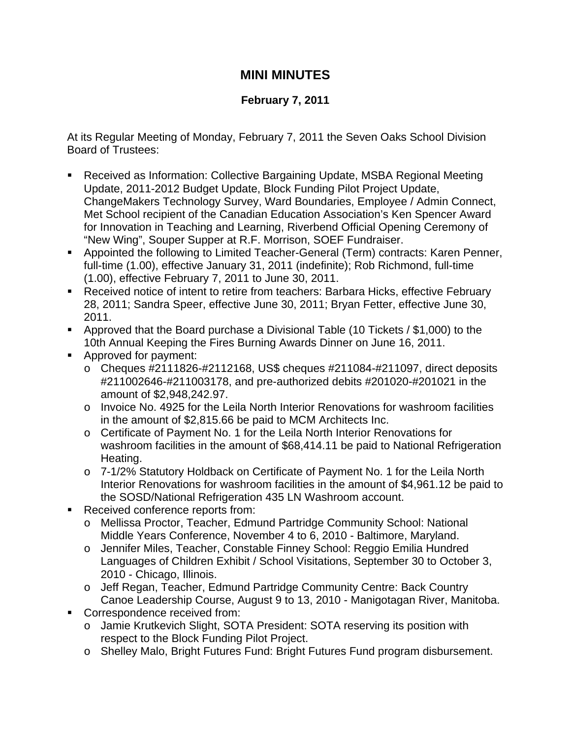# MINI MINUTES

## February 7, 2011

At its Regular Meeting of Monday, February 7, 2011 the Seven Oaks School Division Board of Trustees:

- Received as Information: Collective Bargaining Update, MSBA Regional Meeting Update, 2011-2012 Budget Update, Block Funding Pilot Project Update, ChangeMakers Technology Survey, Ward Boundaries, Employee / Admin Connect, Met School recipient of the Canadian Education Association's Ken Spencer Award for Innovation in Teaching and Learning, Riverbend Official Opening Ceremony of "New Wing", Souper Supper at R.F. Morrison, SOEF Fundraiser.
- Appointed the following to Limited Teacher-General (Term) contracts: Karen Penner, full-time (1.00), effective January 31, 2011 (indefinite); Rob Richmond, full-time (1.00), effective February 7, 2011 to June 30, 2011.
- Received notice of intent to retire from teachers: Barbara Hicks, effective February 28, 2011; Sandra Speer, effective June 30, 2011; Bryan Fetter, effective June 30, 2011.
- Approved that the Board purchase a Divisional Table (10 Tickets / $1,000) to the 10th Annual Keeping the Fires Burning Awards Dinner on June 16, 2011.
- Approved for payment:
  - Cheques #2111826-#2112168, US$ cheques #211084-#211097, direct deposits #211002646-#211003178, and pre-authorized debits #201020-#201021 in the amount of $2,948,242.97.
  - Invoice No. 4925 for the Leila North Interior Renovations for washroom facilities in the amount of $2,815.66 be paid to MCM Architects Inc.
  - Certificate of Payment No. 1 for the Leila North Interior Renovations for washroom facilities in the amount of $68,414.11 be paid to National Refrigeration Heating.
  - 7-1/2% Statutory Holdback on Certificate of Payment No. 1 for the Leila North Interior Renovations for washroom facilities in the amount of $4,961.12 be paid to the SOSD/National Refrigeration 435 LN Washroom account.
- Received conference reports from:
  - Mellissa Proctor, Teacher, Edmund Partridge Community School: National Middle Years Conference, November 4 to 6, 2010 - Baltimore, Maryland.
  - Jennifer Miles, Teacher, Constable Finney School: Reggio Emilia Hundred Languages of Children Exhibit / School Visitations, September 30 to October 3, 2010 - Chicago, Illinois.
  - Jeff Regan, Teacher, Edmund Partridge Community Centre: Back Country Canoe Leadership Course, August 9 to 13, 2010 - Manigotagan River, Manitoba.
- Correspondence received from:
  - Jamie Krutkevich Slight, SOTA President: SOTA reserving its position with respect to the Block Funding Pilot Project.
  - Shelley Malo, Bright Futures Fund: Bright Futures Fund program disbursement.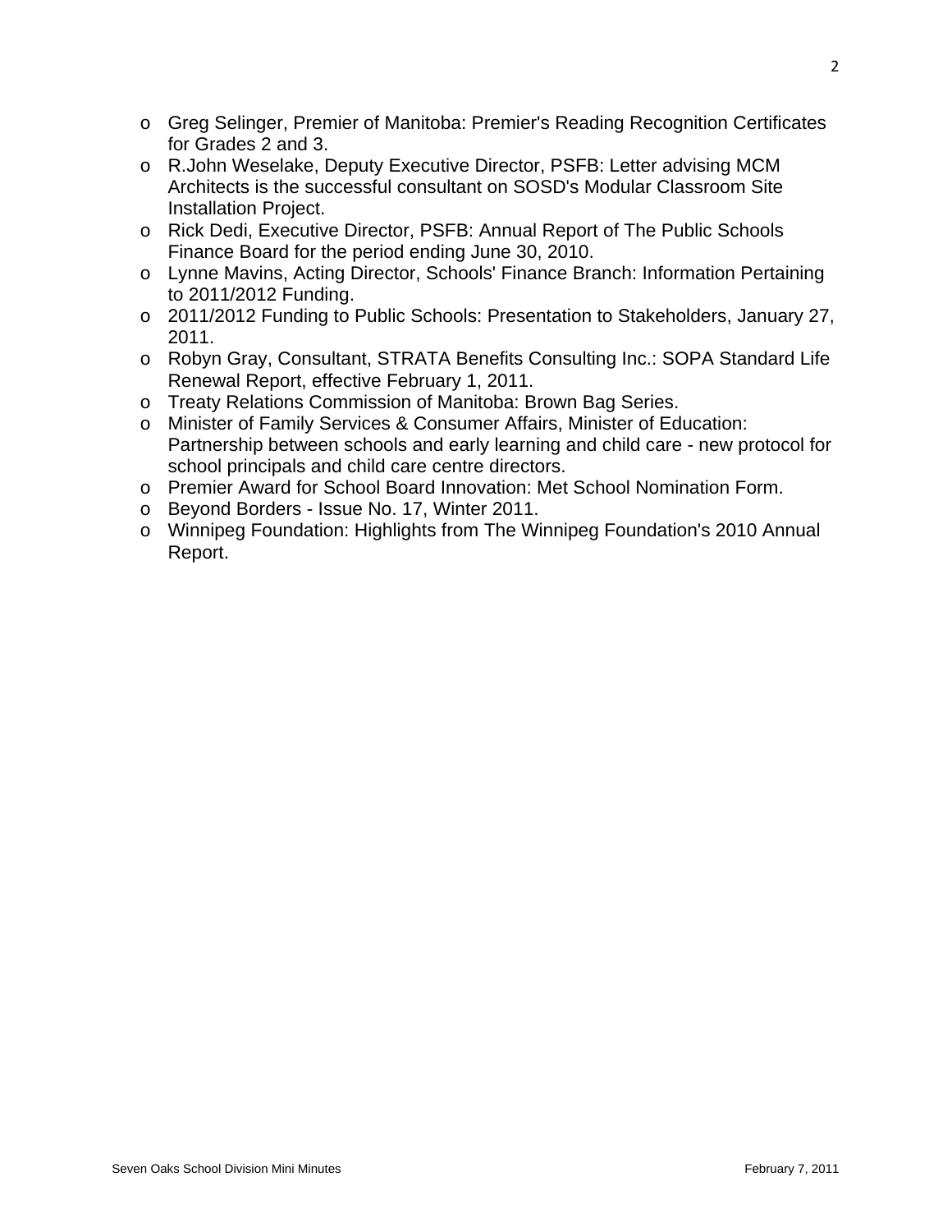- Greg Selinger, Premier of Manitoba: Premier's Reading Recognition Certificates for Grades 2 and 3.
- R.John Weselake, Deputy Executive Director, PSFB: Letter advising MCM Architects is the successful consultant on SOSD's Modular Classroom Site Installation Project.
- Rick Dedi, Executive Director, PSFB: Annual Report of The Public Schools Finance Board for the period ending June 30, 2010.
- Lynne Mavins, Acting Director, Schools' Finance Branch: Information Pertaining to 2011/2012 Funding.
- 2011/2012 Funding to Public Schools: Presentation to Stakeholders, January 27, 2011.
- Robyn Gray, Consultant, STRATA Benefits Consulting Inc.: SOPA Standard Life Renewal Report, effective February 1, 2011.
- Treaty Relations Commission of Manitoba: Brown Bag Series.
- Minister of Family Services & Consumer Affairs, Minister of Education: Partnership between schools and early learning and child care - new protocol for school principals and child care centre directors.
- Premier Award for School Board Innovation: Met School Nomination Form.
- Beyond Borders - Issue No. 17, Winter 2011.
- Winnipeg Foundation: Highlights from The Winnipeg Foundation's 2010 Annual Report.